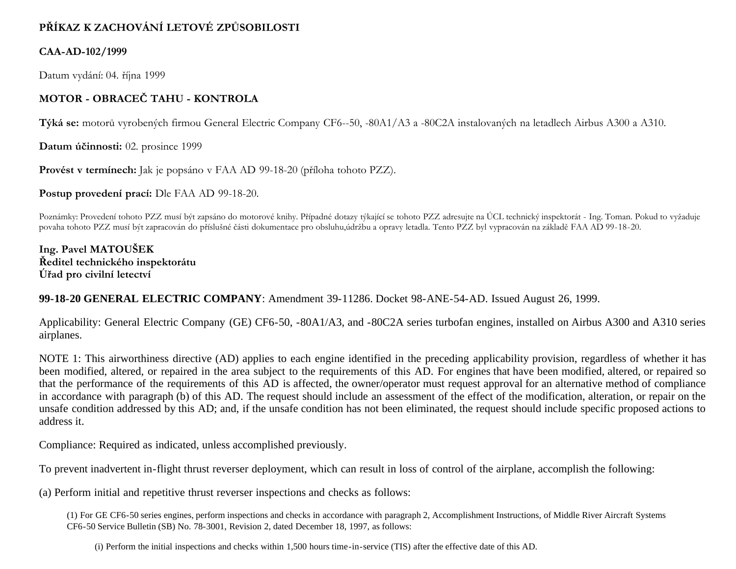**PŘÍKAZ K ZACHOVÁNÍ LETOVÉ ZPŮSOBILOSTI**

**CAA-AD-102/1999**

Datum vydání: 04. října 1999

**MOTOR - OBRACEČ TAHU - KONTROLA**

**Týká se:** motorů vyrobených firmou General Electric Company CF6--50, -80A1/A3 a -80C2A instalovaných na letadlech Airbus A300 a A310.

**Datum účinnosti:** 02. prosince 1999

**Provést v termínech:** Jak je popsáno v FAA AD 99-18-20 (příloha tohoto PZZ).

**Postup provedení prací:** Dle FAA AD 99-18-20.

Poznámky: Provedení tohoto PZZ musí být zapsáno do motorové knihy. Případné dotazy týkající se tohoto PZZ adresujte na ÚCL technický inspektorát - Ing. Toman. Pokud to vyžaduje povaha tohoto PZZ musí být zapracován do příslušné části dokumentace pro obsluhu,údržbu a opravy letadla. Tento PZZ byl vypracován na základě FAA AD 99-18-20.

**Ing. Pavel MATOUŠEK**
**Ředitel technického inspektorátu**
**Úřad pro civilní letectví**

**99-18-20 GENERAL ELECTRIC COMPANY**: Amendment 39-11286. Docket 98-ANE-54-AD. Issued August 26, 1999.

Applicability: General Electric Company (GE) CF6-50, -80A1/A3, and -80C2A series turbofan engines, installed on Airbus A300 and A310 series airplanes.

NOTE 1: This airworthiness directive (AD) applies to each engine identified in the preceding applicability provision, regardless of whether it has been modified, altered, or repaired in the area subject to the requirements of this AD. For engines that have been modified, altered, or repaired so that the performance of the requirements of this AD is affected, the owner/operator must request approval for an alternative method of compliance in accordance with paragraph (b) of this AD. The request should include an assessment of the effect of the modification, alteration, or repair on the unsafe condition addressed by this AD; and, if the unsafe condition has not been eliminated, the request should include specific proposed actions to address it.

Compliance: Required as indicated, unless accomplished previously.

To prevent inadvertent in-flight thrust reverser deployment, which can result in loss of control of the airplane, accomplish the following:

(a) Perform initial and repetitive thrust reverser inspections and checks as follows:

(1) For GE CF6-50 series engines, perform inspections and checks in accordance with paragraph 2, Accomplishment Instructions, of Middle River Aircraft Systems CF6-50 Service Bulletin (SB) No. 78-3001, Revision 2, dated December 18, 1997, as follows:

(i) Perform the initial inspections and checks within 1,500 hours time-in-service (TIS) after the effective date of this AD.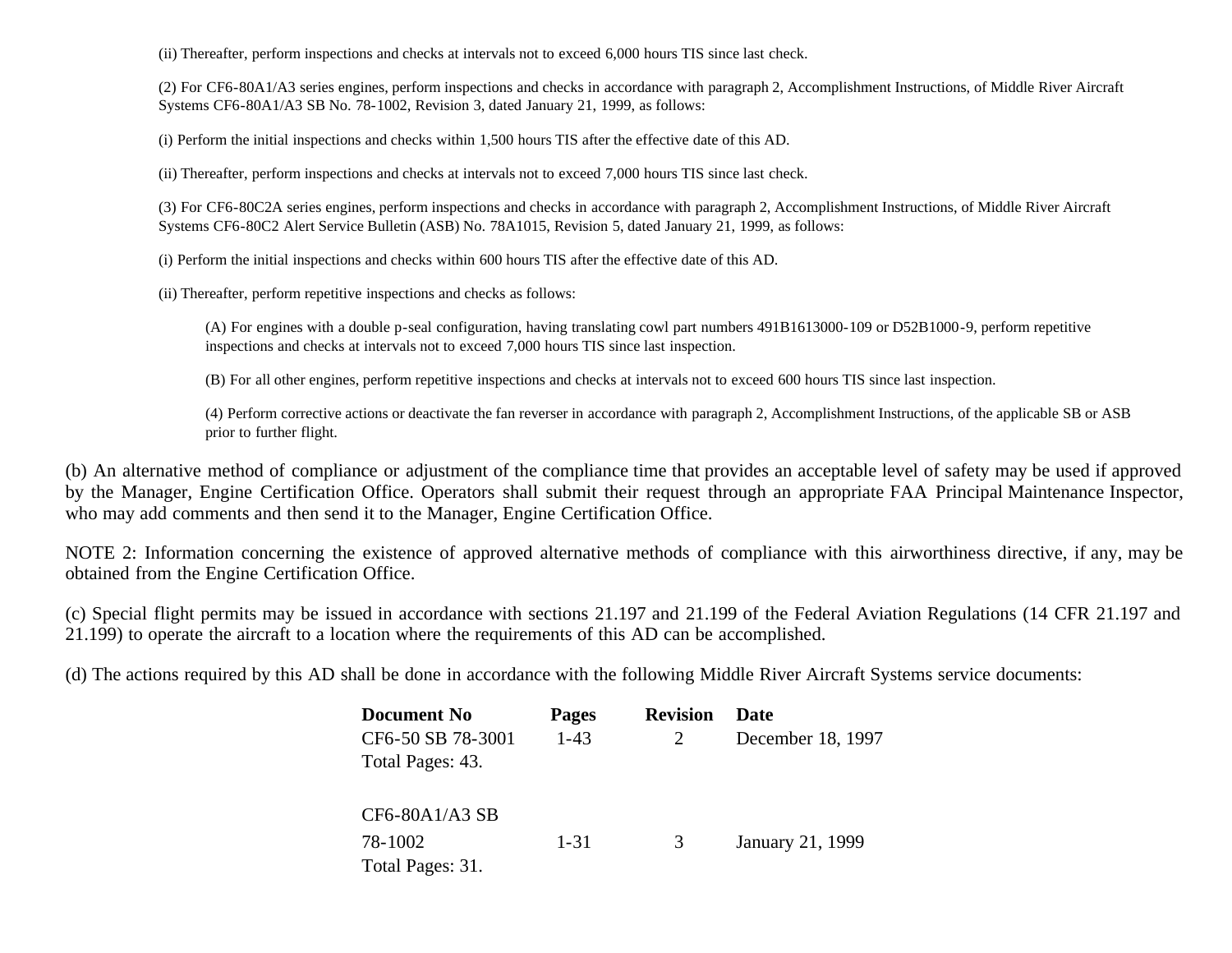(ii) Thereafter, perform inspections and checks at intervals not to exceed 6,000 hours TIS since last check.

(2) For CF6-80A1/A3 series engines, perform inspections and checks in accordance with paragraph 2, Accomplishment Instructions, of Middle River Aircraft Systems CF6-80A1/A3 SB No. 78-1002, Revision 3, dated January 21, 1999, as follows:

(i) Perform the initial inspections and checks within 1,500 hours TIS after the effective date of this AD.

(ii) Thereafter, perform inspections and checks at intervals not to exceed 7,000 hours TIS since last check.

(3) For CF6-80C2A series engines, perform inspections and checks in accordance with paragraph 2, Accomplishment Instructions, of Middle River Aircraft Systems CF6-80C2 Alert Service Bulletin (ASB) No. 78A1015, Revision 5, dated January 21, 1999, as follows:

(i) Perform the initial inspections and checks within 600 hours TIS after the effective date of this AD.

(ii) Thereafter, perform repetitive inspections and checks as follows:

(A) For engines with a double p-seal configuration, having translating cowl part numbers 491B1613000-109 or D52B1000-9, perform repetitive inspections and checks at intervals not to exceed 7,000 hours TIS since last inspection.

(B) For all other engines, perform repetitive inspections and checks at intervals not to exceed 600 hours TIS since last inspection.

(4) Perform corrective actions or deactivate the fan reverser in accordance with paragraph 2, Accomplishment Instructions, of the applicable SB or ASB prior to further flight.

(b) An alternative method of compliance or adjustment of the compliance time that provides an acceptable level of safety may be used if approved by the Manager, Engine Certification Office. Operators shall submit their request through an appropriate FAA Principal Maintenance Inspector, who may add comments and then send it to the Manager, Engine Certification Office.

NOTE 2: Information concerning the existence of approved alternative methods of compliance with this airworthiness directive, if any, may be obtained from the Engine Certification Office.

(c) Special flight permits may be issued in accordance with sections 21.197 and 21.199 of the Federal Aviation Regulations (14 CFR 21.197 and 21.199) to operate the aircraft to a location where the requirements of this AD can be accomplished.

(d) The actions required by this AD shall be done in accordance with the following Middle River Aircraft Systems service documents:

| Document No | Pages | Revision | Date |
|---|---|---|---|
| CF6-50 SB 78-3001 | 1-43 | 2 | December 18, 1997 |
| Total Pages: 43. | | | |
| CF6-80A1/A3 SB 78-1002 | 1-31 | 3 | January 21, 1999 |
| Total Pages: 31. | | | |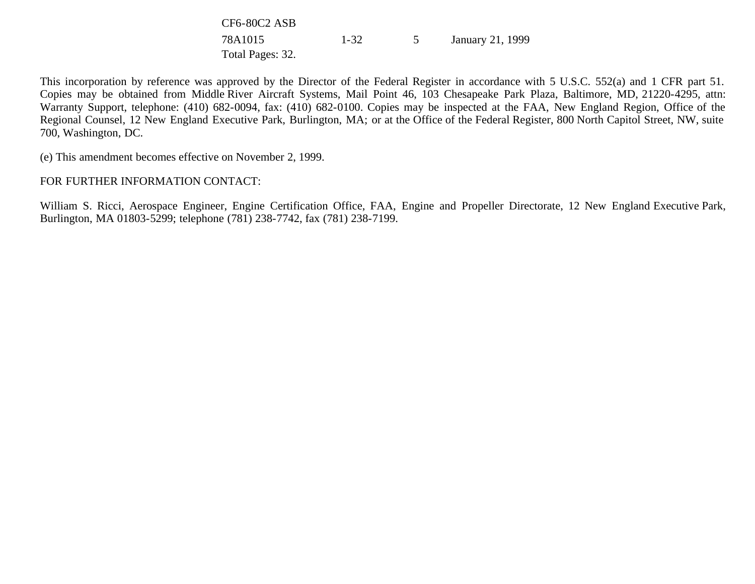| | | | |
|---|---|---|---|
| CF6-80C2 ASB | | | |
| 78A1015 | 1-32 | 5 | January 21, 1999 |
| Total Pages: 32. | | | |

This incorporation by reference was approved by the Director of the Federal Register in accordance with 5 U.S.C. 552(a) and 1 CFR part 51. Copies may be obtained from Middle River Aircraft Systems, Mail Point 46, 103 Chesapeake Park Plaza, Baltimore, MD, 21220-4295, attn: Warranty Support, telephone: (410) 682-0094, fax: (410) 682-0100. Copies may be inspected at the FAA, New England Region, Office of the Regional Counsel, 12 New England Executive Park, Burlington, MA; or at the Office of the Federal Register, 800 North Capitol Street, NW, suite 700, Washington, DC.

(e) This amendment becomes effective on November 2, 1999.

FOR FURTHER INFORMATION CONTACT:

William S. Ricci, Aerospace Engineer, Engine Certification Office, FAA, Engine and Propeller Directorate, 12 New England Executive Park, Burlington, MA 01803-5299; telephone (781) 238-7742, fax (781) 238-7199.